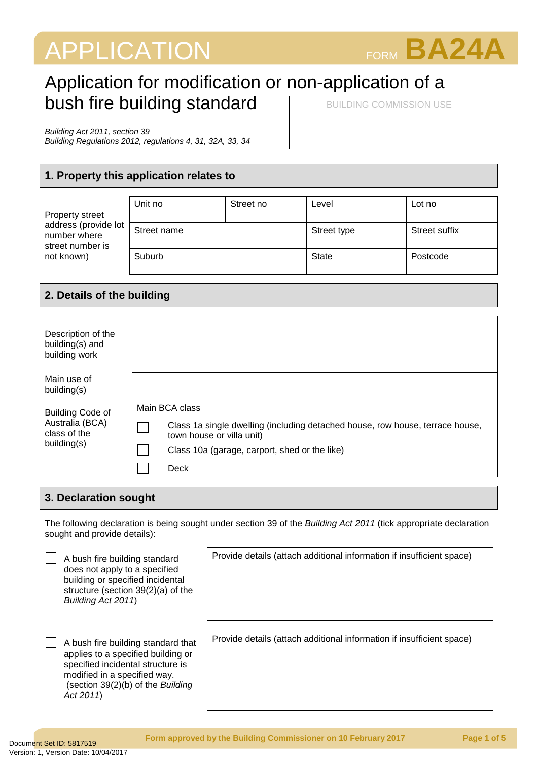# APPLICATION

FORM **BA24A**

## Application for modification or non-application of a bush fire building standard

*Building Act 2011, section 39*
*Building Regulations 2012, regulations 4, 31, 32A, 33, 34*

| BUILDING COMMISSION USE |
|---|
| |

### 1. Property this application relates to

Property street address (provide lot number where street number is not known)

| Unit no | Street no | Level | Lot no |
|---|---|---|---|
| Street name | | Street type | Street suffix |
| Suburb | | State | Postcode |

### 2. Details of the building

| | |
|---|---|
| Description of the building(s) and building work | |
| Main use of building(s) | |
| Building Code of Australia (BCA) class of the building(s) | Main BCA class<br>☐ Class 1a single dwelling (including detached house, row house, terrace house, town house or villa unit)<br>☐ Class 10a (garage, carport, shed or the like)<br>☐ Deck |

### 3. Declaration sought

The following declaration is being sought under section 39 of the *Building Act 2011* (tick appropriate declaration sought and provide details):

| | |
|---|---|
| ☐ A bush fire building standard does not apply to a specified building or specified incidental structure (section 39(2)(a) of the *Building Act 2011*) | Provide details (attach additional information if insufficient space) |
| ☐ A bush fire building standard that applies to a specified building or specified incidental structure is modified in a specified way. (section 39(2)(b) of the *Building Act 2011*) | Provide details (attach additional information if insufficient space) |

Form approved by the Building Commissioner on 10 February 2017

Document Set ID: 5817519
Version: 1, Version Date: 10/04/2017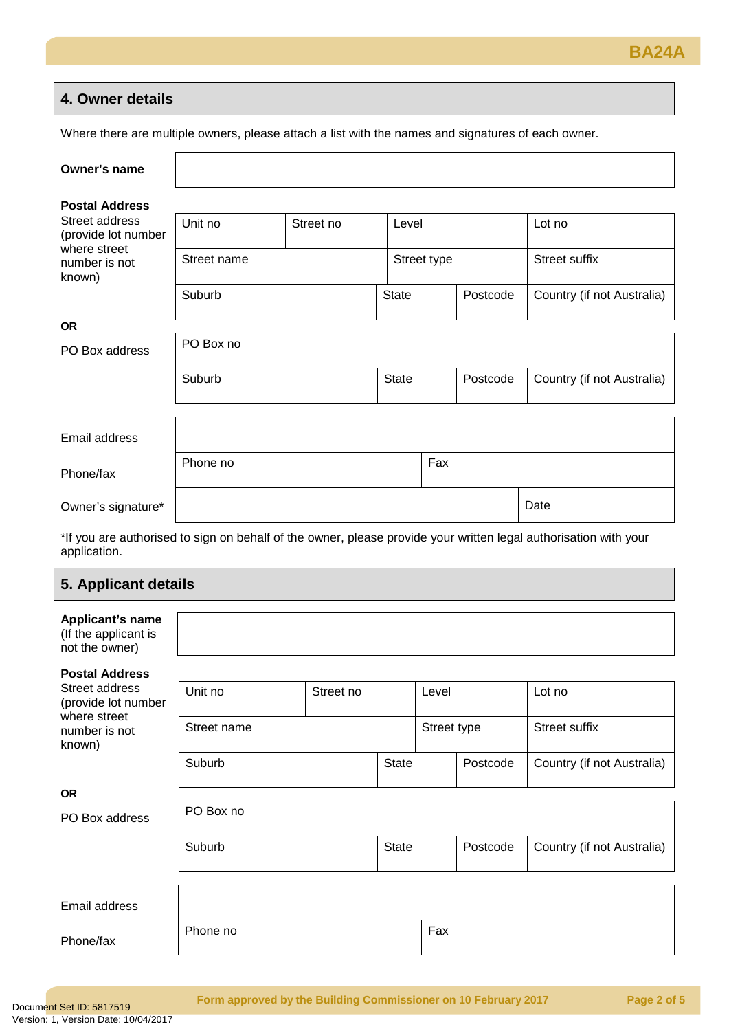## 4. Owner details

Where there are multiple owners, please attach a list with the names and signatures of each owner.

**Owner's name**

| |
|---|
| |

**Postal Address**
Street address (provide lot number where street number is not known)

| Unit no | Street no | Level | Lot no |
|---|---|---|---|
| Street name | | Street type | Street suffix |
| Suburb | State | Postcode | Country (if not Australia) |

**OR**

PO Box address

| PO Box no | | | |
|---|---|---|---|
| Suburb | State | Postcode | Country (if not Australia) |

| Email address | | |
|---|---|---|
| Phone/fax | Phone no | Fax |
| Owner's signature* | | Date |

*If you are authorised to sign on behalf of the owner, please provide your written legal authorisation with your application.

## 5. Applicant details

**Applicant's name**
(If the applicant is not the owner)

| |
|---|
| |

**Postal Address**
Street address (provide lot number where street number is not known)

| Unit no | Street no | Level | Lot no |
|---|---|---|---|
| Street name | | Street type | Street suffix |
| Suburb | State | Postcode | Country (if not Australia) |

**OR**

PO Box address

| PO Box no | | | |
|---|---|---|---|
| Suburb | State | Postcode | Country (if not Australia) |

| Email address | | |
|---|---|---|
| Phone/fax | Phone no | Fax |

Form approved by the Building Commissioner on 10 February 2017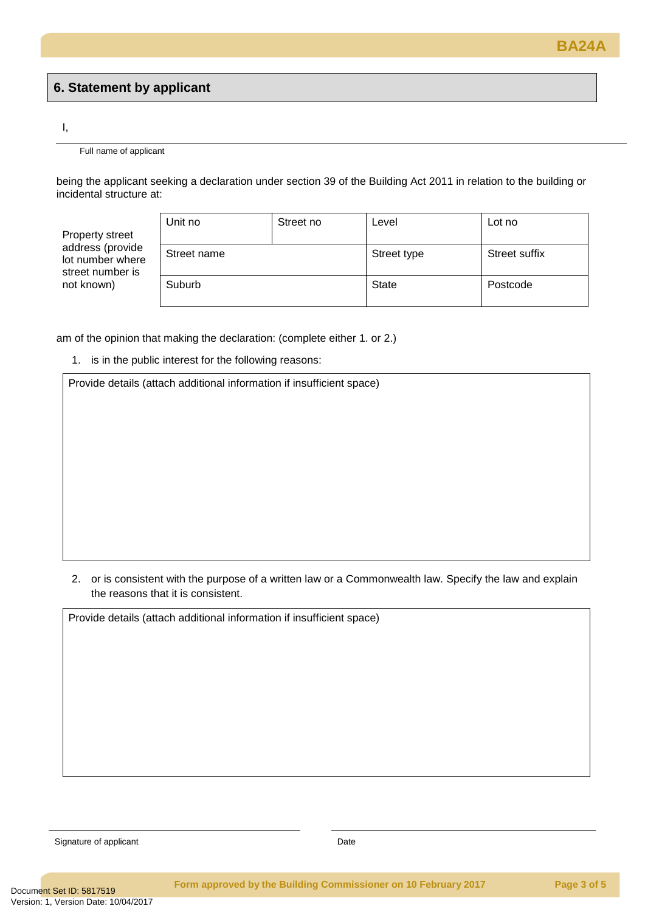## 6. Statement by applicant

I, ______________________________________________________________

Full name of applicant

being the applicant seeking a declaration under section 39 of the Building Act 2011 in relation to the building or incidental structure at:

Property street address (provide lot number where street number is not known)

| Unit no | Street no | Level | Lot no |
|---|---|---|---|
| Street name | | Street type | Street suffix |
| Suburb | | State | Postcode |

am of the opinion that making the declaration: (complete either 1. or 2.)

1. is in the public interest for the following reasons:

| Provide details (attach additional information if insufficient space) |
|---|
| |

2. or is consistent with the purpose of a written law or a Commonwealth law. Specify the law and explain the reasons that it is consistent.

| Provide details (attach additional information if insufficient space) |
|---|
| |

______________________________ ______________________________

Signature of applicant Date

Form approved by the Building Commissioner on 10 February 2017

Document Set ID: 5817519
Version: 1, Version Date: 10/04/2017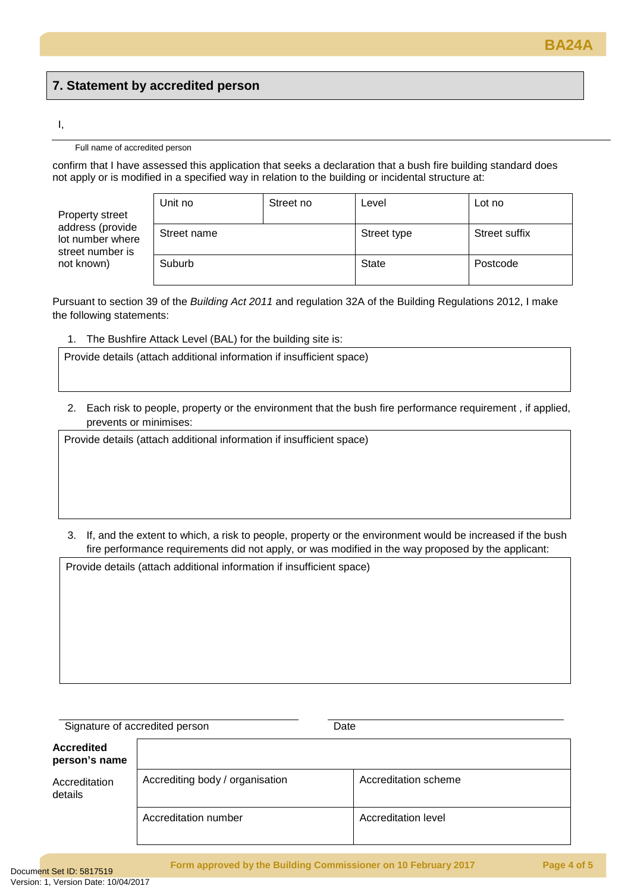## 7. Statement by accredited person

I,

Full name of accredited person

confirm that I have assessed this application that seeks a declaration that a bush fire building standard does not apply or is modified in a specified way in relation to the building or incidental structure at:

| Property street address (provide lot number where street number is not known) | Unit no | Street no | Level | Lot no |
|---|---|---|---|---|
| | Street name | | Street type | Street suffix |
| | Suburb | | State | Postcode |

Pursuant to section 39 of the *Building Act 2011* and regulation 32A of the Building Regulations 2012, I make the following statements:

1. The Bushfire Attack Level (BAL) for the building site is:

| Provide details (attach additional information if insufficient space) |
|---|

2. Each risk to people, property or the environment that the bush fire performance requirement , if applied, prevents or minimises:

| Provide details (attach additional information if insufficient space) |
|---|

3. If, and the extent to which, a risk to people, property or the environment would be increased if the bush fire performance requirements did not apply, or was modified in the way proposed by the applicant:

| Provide details (attach additional information if insufficient space) |
|---|

Signature of accredited person

Date

| **Accredited person's name** | | |
|---|---|---|
| Accreditation details | Accrediting body / organisation | Accreditation scheme |
| | Accreditation number | Accreditation level |

Form approved by the Building Commissioner on 10 February 2017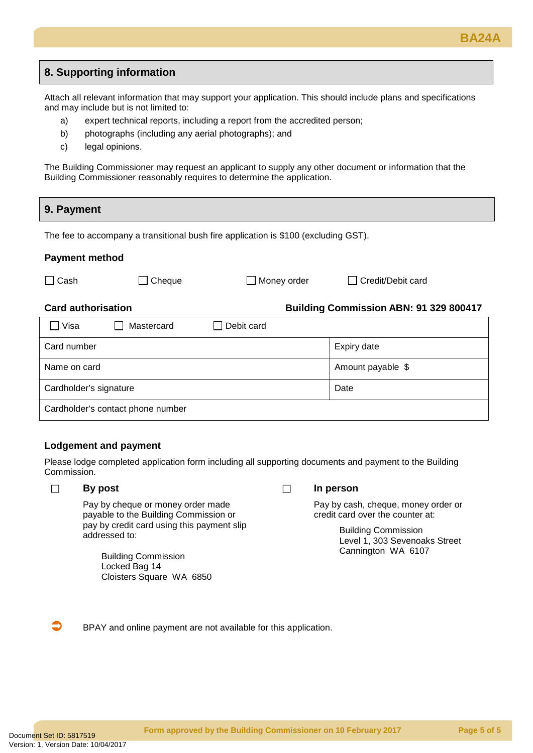## 8. Supporting information

Attach all relevant information that may support your application. This should include plans and specifications and may include but is not limited to:

a) expert technical reports, including a report from the accredited person;
b) photographs (including any aerial photographs); and
c) legal opinions.

The Building Commissioner may request an applicant to supply any other document or information that the Building Commissioner reasonably requires to determine the application.

## 9. Payment

The fee to accompany a transitional bush fire application is $100 (excluding GST).

### Payment method

☐ Cash ☐ Cheque ☐ Money order ☐ Credit/Debit card

### Card authorisation

**Building Commission ABN: 91 329 800417**

| ☐ Visa ☐ Mastercard ☐ Debit card | |
|---|---|
| Card number | Expiry date |
| Name on card | Amount payable $ |
| Cardholder's signature | Date |
| Cardholder's contact phone number | |

### Lodgement and payment

Please lodge completed application form including all supporting documents and payment to the Building Commission.

☐ **By post**

Pay by cheque or money order made payable to the Building Commission or pay by credit card using this payment slip addressed to:

Building Commission
Locked Bag 14
Cloisters Square WA 6850

☐ **In person**

Pay by cash, cheque, money order or credit card over the counter at:

Building Commission
Level 1, 303 Sevenoaks Street
Cannington WA 6107

BPAY and online payment are not available for this application.

Form approved by the Building Commissioner on 10 February 2017

Document Set ID: 5817519
Version: 1, Version Date: 10/04/2017